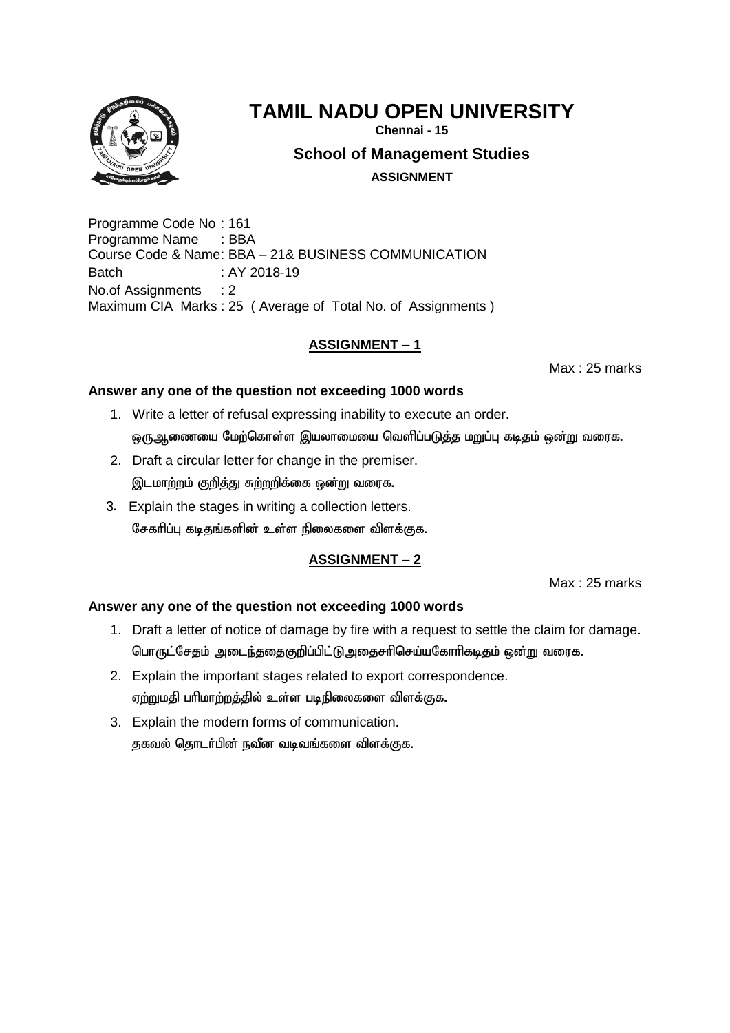# TAMIL NADU OPEN UNIVERSITY

**Chennai - 15**

## School of Management Studies

**ASSIGNMENT**

Programme Code No : 161
Programme Name : BBA
Course Code & Name: BBA – 21& BUSINESS COMMUNICATION
Batch : AY 2018-19
No.of Assignments : 2
Maximum CIA Marks : 25 ( Average of Total No. of Assignments )

### ASSIGNMENT – 1

Max : 25 marks

**Answer any one of the question not exceeding 1000 words**

1. Write a letter of refusal expressing inability to execute an order.
   ஒருஆணையை மேற்கொள்ள இயலாமையை வெளிப்படுத்த மறுப்பு கடிதம் ஒன்று வரைக.
2. Draft a circular letter for change in the premiser.
   இடமாற்றம் குறித்து சுற்றறிக்கை ஒன்று வரைக.
3. Explain the stages in writing a collection letters.
   சேகரிப்பு கடிதங்களின் உள்ள நிலைகளை விளக்குக.

### ASSIGNMENT – 2

Max : 25 marks

**Answer any one of the question not exceeding 1000 words**

1. Draft a letter of notice of damage by fire with a request to settle the claim for damage.
   பொருட்சேதம் அடைந்ததைகுறிப்பிட்டுஅதைசரிசெய்யகோரிகடிதம் ஒன்று வரைக.
2. Explain the important stages related to export correspondence.
   ஏற்றுமதி பரிமாற்றத்தில் உள்ள படிநிலைகளை விளக்குக.
3. Explain the modern forms of communication.
   தகவல் தொடர்பின் நவீன வடிவங்களை விளக்குக.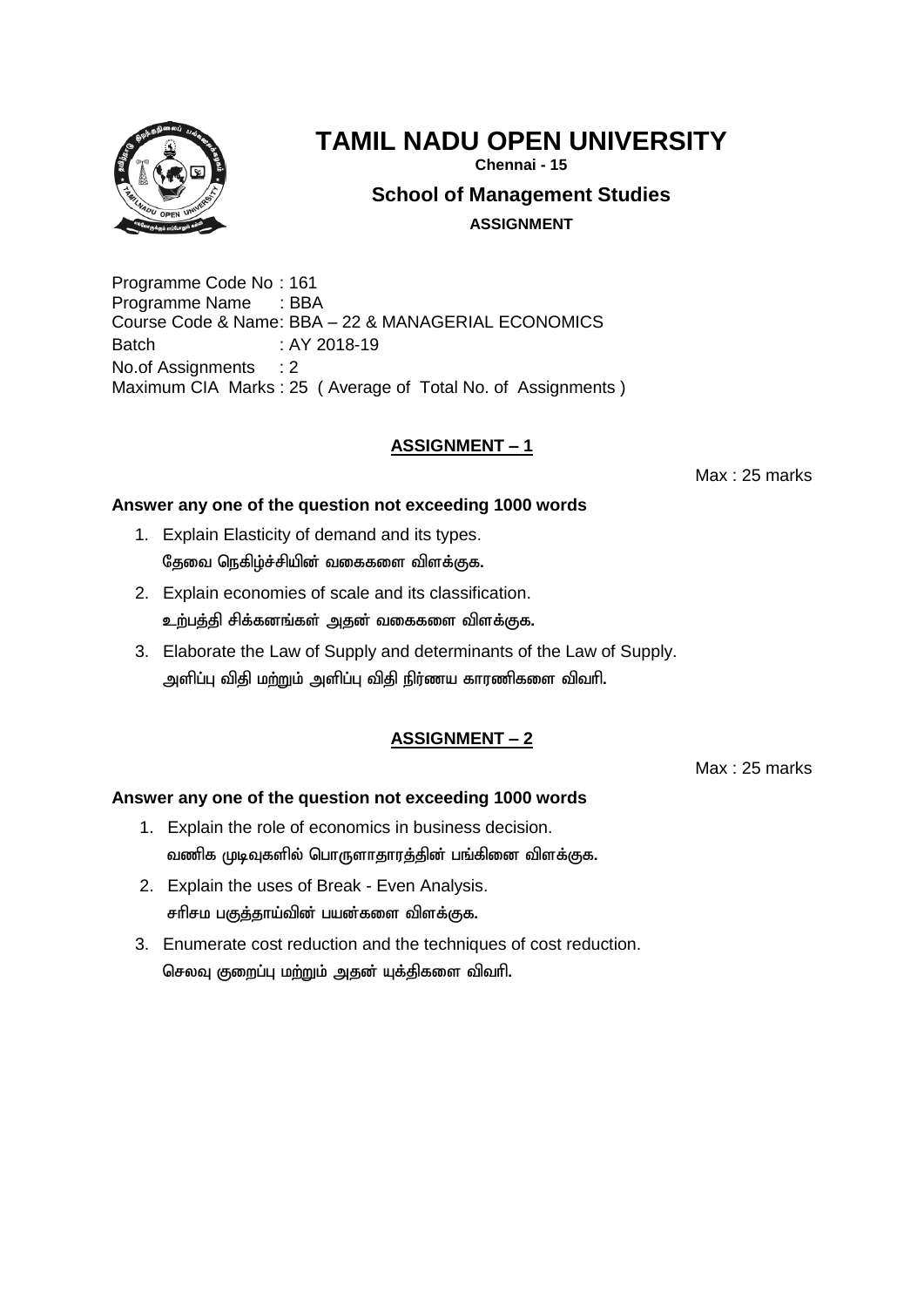# TAMIL NADU OPEN UNIVERSITY

**Chennai - 15**

## School of Management Studies

**ASSIGNMENT**

Programme Code No : 161
Programme Name : BBA
Course Code & Name: BBA – 22 & MANAGERIAL ECONOMICS
Batch : AY 2018-19
No.of Assignments : 2
Maximum CIA Marks : 25 ( Average of Total No. of Assignments )

## ASSIGNMENT – 1

Max : 25 marks

**Answer any one of the question not exceeding 1000 words**

1. Explain Elasticity of demand and its types.
   **தேவை நெகிழ்ச்சியின் வகைகளை விளக்குக.**
2. Explain economies of scale and its classification.
   **உற்பத்தி சிக்கனங்கள் அதன் வகைகளை விளக்குக.**
3. Elaborate the Law of Supply and determinants of the Law of Supply.
   **அளிப்பு விதி மற்றும் அளிப்பு விதி நிர்ணய காரணிகளை விவரி.**

## ASSIGNMENT – 2

Max : 25 marks

**Answer any one of the question not exceeding 1000 words**

1. Explain the role of economics in business decision.
   **வணிக முடிவுகளில் பொருளாதாரத்தின் பங்கினை விளக்குக.**
2. Explain the uses of Break - Even Analysis.
   **சரிசம பகுத்தாய்வின் பயன்களை விளக்குக.**
3. Enumerate cost reduction and the techniques of cost reduction.
   **செலவு குறைப்பு மற்றும் அதன் யுக்திகளை விவரி.**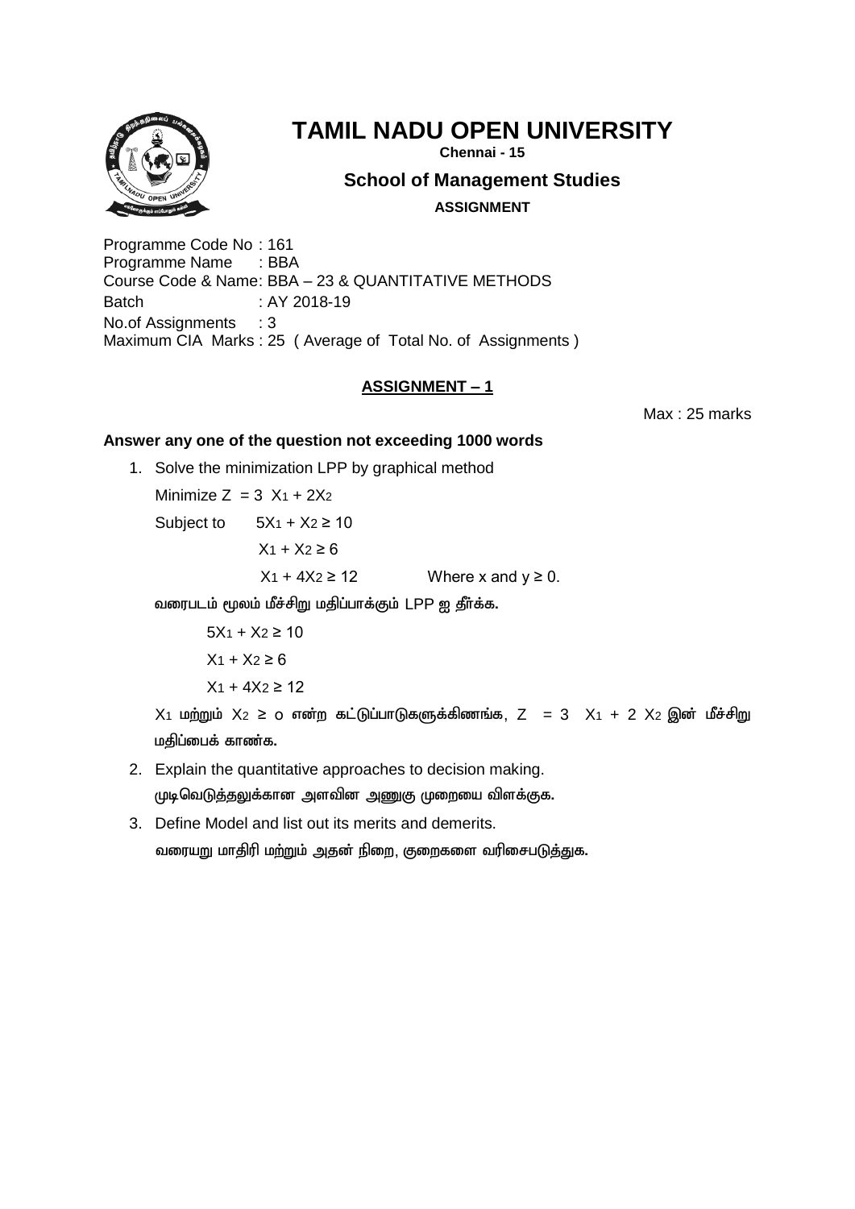# TAMIL NADU OPEN UNIVERSITY

**Chennai - 15**

## School of Management Studies

**ASSIGNMENT**

Programme Code No : 161
Programme Name : BBA
Course Code & Name: BBA – 23 & QUANTITATIVE METHODS
Batch : AY 2018-19
No.of Assignments : 3
Maximum CIA Marks : 25 ( Average of Total No. of Assignments )

### ASSIGNMENT – 1

Max : 25 marks

**Answer any one of the question not exceeding 1000 words**

1. Solve the minimization LPP by graphical method

   Minimize $Z = 3X_1 + 2X_2$

   Subject to $5X_1 + X_2 \geq 10$

   $X_1 + X_2 \geq 6$

   $X_1 + 4X_2 \geq 12$ Where x and y $\geq 0$.

   **வரைபடம் மூலம் மீச்சிறு மதிப்பாக்கும் LPP ஐ தீர்க்க.**

   $5X_1 + X_2 \geq 10$

   $X_1 + X_2 \geq 6$

   $X_1 + 4X_2 \geq 12$

   $X_1$ **மற்றும்** $X_2 \geq 0$ **என்ற கட்டுப்பாடுகளுக்கிணங்க,** $Z = 3X_1 + 2X_2$ **இன் மீச்சிறு மதிப்பைக் காண்க.**

2. Explain the quantitative approaches to decision making.
   **முடிவெடுத்தலுக்கான அளவின அணுகு முறையை விளக்குக.**

3. Define Model and list out its merits and demerits.
   **வரையறு மாதிரி மற்றும் அதன் நிறை, குறைகளை வரிசைபடுத்துக.**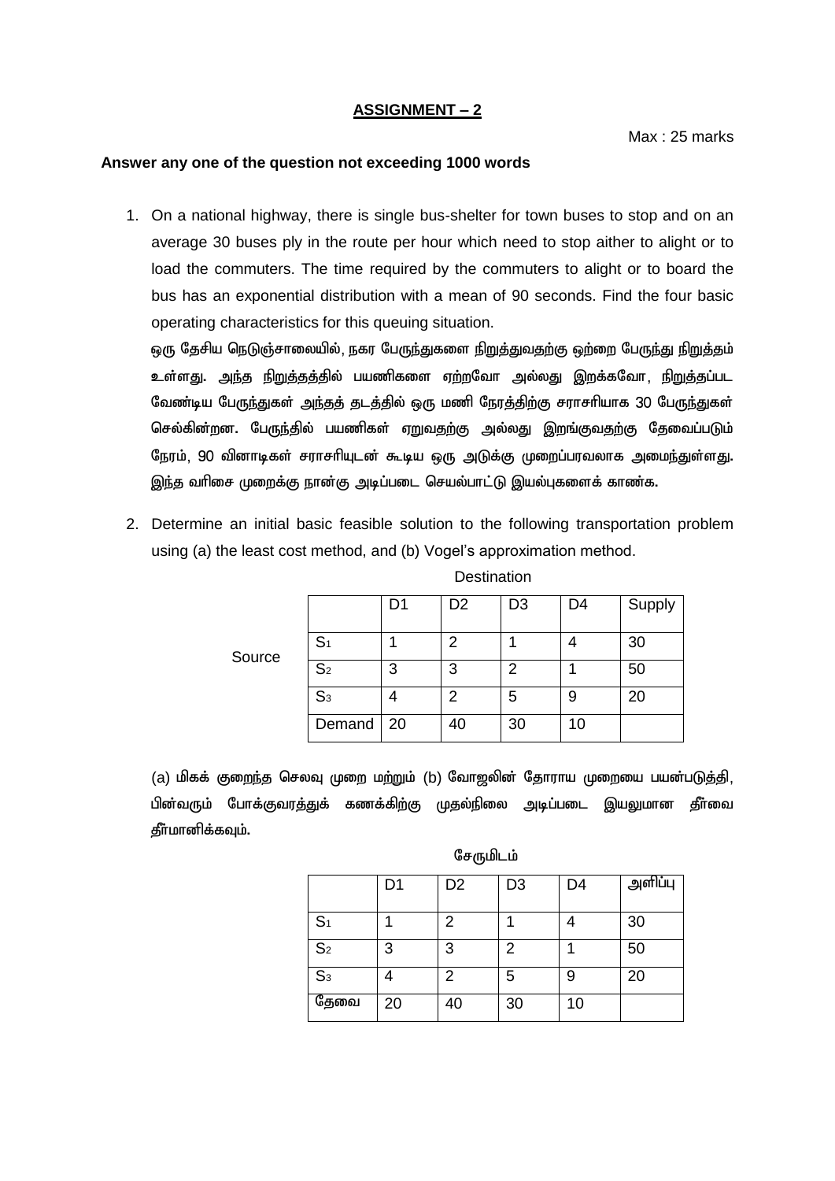## ASSIGNMENT – 2

Max : 25 marks

**Answer any one of the question not exceeding 1000 words**

1. On a national highway, there is single bus-shelter for town buses to stop and on an average 30 buses ply in the route per hour which need to stop aither to alight or to load the commuters. The time required by the commuters to alight or to board the bus has an exponential distribution with a mean of 90 seconds. Find the four basic operating characteristics for this queuing situation.

   ஒரு தேசிய நெடுஞ்சாலையில், நகர பேருந்துகளை நிறுத்துவதற்கு ஒற்றை பேருந்து நிறுத்தம் உள்ளது. அந்த நிறுத்தத்தில் பயணிகளை ஏற்றவோ அல்லது இறக்கவோ, நிறுத்தப்பட வேண்டிய பேருந்துகள் அந்தத் தடத்தில் ஒரு மணி நேரத்திற்கு சராசரியாக 30 பேருந்துகள் செல்கின்றன. பேருந்தில் பயணிகள் ஏறுவதற்கு அல்லது இறங்குவதற்கு தேவைப்படும் நேரம், 90 வினாடிகள் சராசரியுடன் கூடிய ஒரு அடுக்கு முறைப்பரவலாக அமைந்துள்ளது. இந்த வரிசை முறைக்கு நான்கு அடிப்படை செயல்பாட்டு இயல்புகளைக் காண்க.

2. Determine an initial basic feasible solution to the following transportation problem using (a) the least cost method, and (b) Vogel's approximation method.

   Destination

   Source

   | | D1 | D2 | D3 | D4 | Supply |
   |---|---|---|---|---|---|
   | $S_1$ | 1 | 2 | 1 | 4 | 30 |
   | $S_2$ | 3 | 3 | 2 | 1 | 50 |
   | $S_3$ | 4 | 2 | 5 | 9 | 20 |
   | Demand | 20 | 40 | 30 | 10 | |

   (a) மிகக் குறைந்த செலவு முறை மற்றும் (b) வோஜலின் தோராய முறையை பயன்படுத்தி, பின்வரும் போக்குவரத்துக் கணக்கிற்கு முதல்நிலை அடிப்படை இயலுமான தீர்வை தீர்மானிக்கவும்.

   சேருமிடம்

   | | D1 | D2 | D3 | D4 | அளிப்பு |
   |---|---|---|---|---|---|
   | $S_1$ | 1 | 2 | 1 | 4 | 30 |
   | $S_2$ | 3 | 3 | 2 | 1 | 50 |
   | $S_3$ | 4 | 2 | 5 | 9 | 20 |
   | தேவை | 20 | 40 | 30 | 10 | |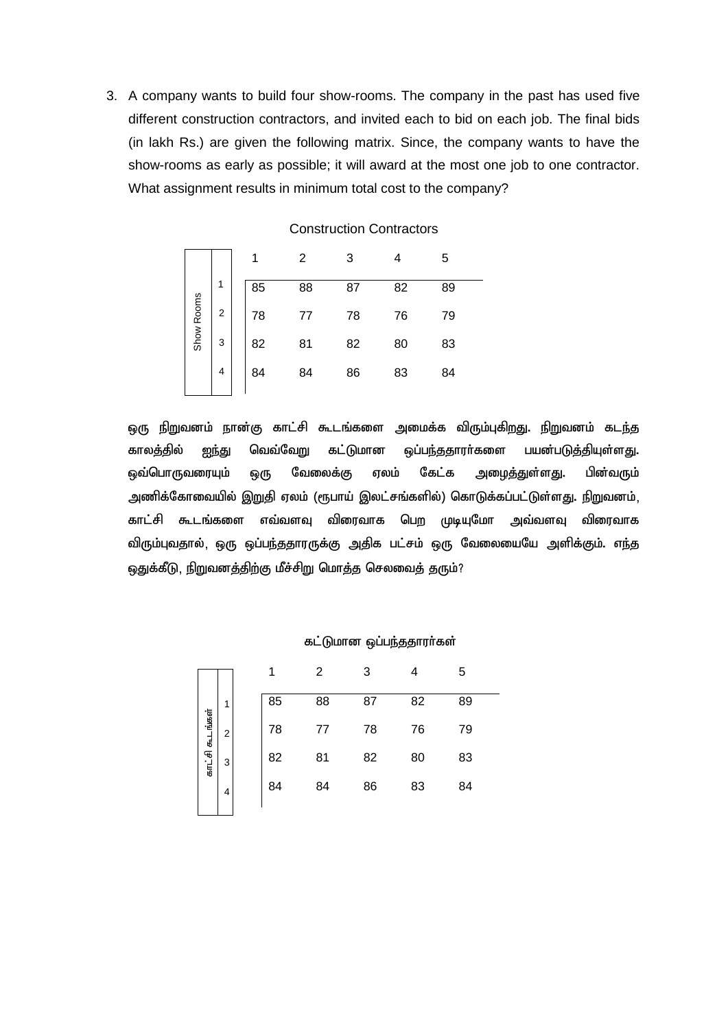3. A company wants to build four show-rooms. The company in the past has used five different construction contractors, and invited each to bid on each job. The final bids (in lakh Rs.) are given the following matrix. Since, the company wants to have the show-rooms as early as possible; it will award at the most one job to one contractor. What assignment results in minimum total cost to the company?

Construction Contractors

| Show Rooms | 1 | 2 | 3 | 4 | 5 |
|---|---|---|---|---|---|
| 1 | 85 | 88 | 87 | 82 | 89 |
| 2 | 78 | 77 | 78 | 76 | 79 |
| 3 | 82 | 81 | 82 | 80 | 83 |
| 4 | 84 | 84 | 86 | 83 | 84 |

ஒரு நிறுவனம் நான்கு காட்சி கூடங்களை அமைக்க விரும்புகிறது. நிறுவனம் கடந்த காலத்தில் ஐந்து வெவ்வேறு கட்டுமான ஒப்பந்ததாரர்களை பயன்படுத்தியுள்ளது. ஒவ்பொருவரையும் ஒரு வேலைக்கு ஏலம் கேட்க அழைத்துள்ளது. பின்வரும் அணிக்கோவையில் இறுதி ஏலம் (ரூபாய் இலட்சங்களில்) கொடுக்கப்பட்டுள்ளது. நிறுவனம், காட்சி கூடங்களை எவ்வளவு விரைவாக பெற முடியுமோ அவ்வளவு விரைவாக விரும்புவதால், ஒரு ஒப்பந்ததாரருக்கு அதிக பட்சம் ஒரு வேலையையே அளிக்கும். எந்த ஒதுக்கீடு, நிறுவனத்திற்கு மீச்சிறு மொத்த செலவைத் தரும்?

கட்டுமான ஒப்பந்ததாரர்கள்

| காட்சி கூடங்கள் | 1 | 2 | 3 | 4 | 5 |
|---|---|---|---|---|---|
| 1 | 85 | 88 | 87 | 82 | 89 |
| 2 | 78 | 77 | 78 | 76 | 79 |
| 3 | 82 | 81 | 82 | 80 | 83 |
| 4 | 84 | 84 | 86 | 83 | 84 |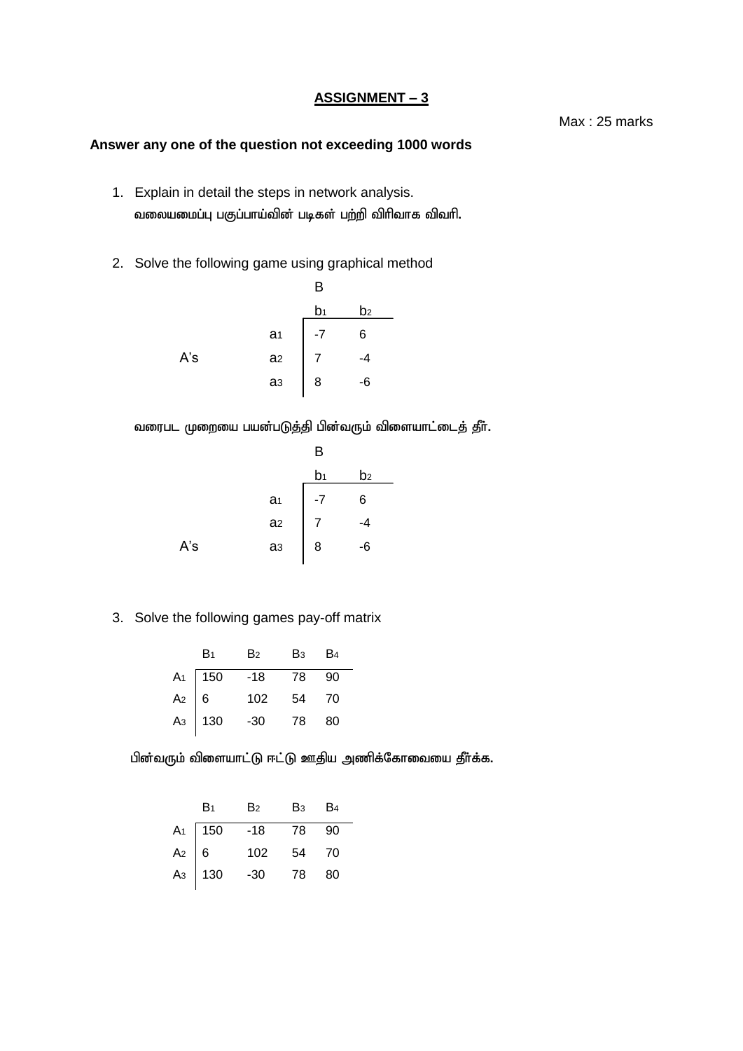# ASSIGNMENT – 3

Max : 25 marks

**Answer any one of the question not exceeding 1000 words**

1. Explain in detail the steps in network analysis.
   வலையமைப்பு பகுப்பாய்வின் படிகள் பற்றி விரிவாக விவரி.

2. Solve the following game using graphical method

| | | B | |
|---|---|---|---|
| | | $b_1$ | $b_2$ |
| | $a_1$ | -7 | 6 |
| A's | $a_2$ | 7 | -4 |
| | $a_3$ | 8 | -6 |

   வரைபட முறையை பயன்படுத்தி பின்வரும் விளையாட்டைத் தீர்.

| | | B | |
|---|---|---|---|
| | | $b_1$ | $b_2$ |
| | $a_1$ | -7 | 6 |
| | $a_2$ | 7 | -4 |
| A's | $a_3$ | 8 | -6 |

3. Solve the following games pay-off matrix

| | $B_1$ | $B_2$ | $B_3$ | $B_4$ |
|---|---|---|---|---|
| $A_1$ | 150 | -18 | 78 | 90 |
| $A_2$ | 6 | 102 | 54 | 70 |
| $A_3$ | 130 | -30 | 78 | 80 |

   பின்வரும் விளையாட்டு ஈட்டு ஊதிய அணிக்கோவையை தீர்க்க.

| | $B_1$ | $B_2$ | $B_3$ | $B_4$ |
|---|---|---|---|---|
| $A_1$ | 150 | -18 | 78 | 90 |
| $A_2$ | 6 | 102 | 54 | 70 |
| $A_3$ | 130 | -30 | 78 | 80 |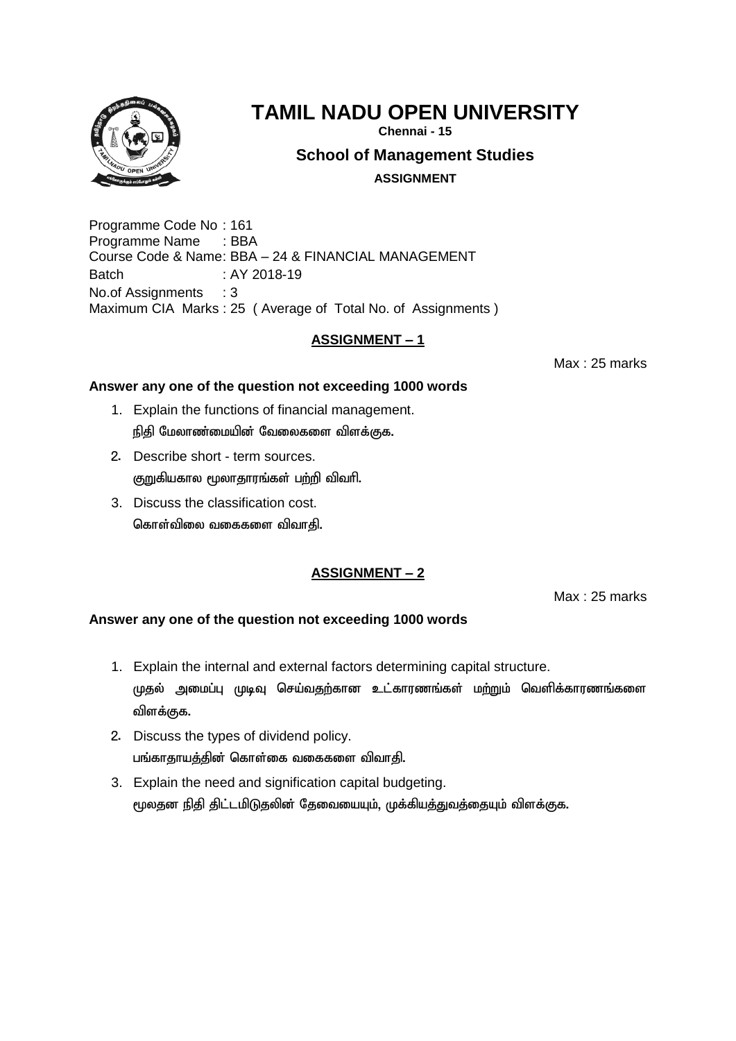# TAMIL NADU OPEN UNIVERSITY

**Chennai - 15**

## School of Management Studies

**ASSIGNMENT**

Programme Code No : 161
Programme Name : BBA
Course Code & Name: BBA – 24 & FINANCIAL MANAGEMENT
Batch : AY 2018-19
No.of Assignments : 3
Maximum CIA Marks : 25 ( Average of Total No. of Assignments )

### ASSIGNMENT – 1

Max : 25 marks

**Answer any one of the question not exceeding 1000 words**

1. Explain the functions of financial management.
   நிதி மேலாண்மையின் வேலைகளை விளக்குக.
2. Describe short - term sources.
   குறுகியகால மூலாதாரங்கள் பற்றி விவரி.
3. Discuss the classification cost.
   கொள்விலை வகைகளை விவாதி.

### ASSIGNMENT – 2

Max : 25 marks

**Answer any one of the question not exceeding 1000 words**

1. Explain the internal and external factors determining capital structure.
   முதல் அமைப்பு முடிவு செய்வதற்கான உட்காரணங்கள் மற்றும் வெளிக்காரணங்களை விளக்குக.
2. Discuss the types of dividend policy.
   பங்காதாயத்தின் கொள்கை வகைகளை விவாதி.
3. Explain the need and signification capital budgeting.
   மூலதன நிதி திட்டமிடுதலின் தேவையையும், முக்கியத்துவத்தையும் விளக்குக.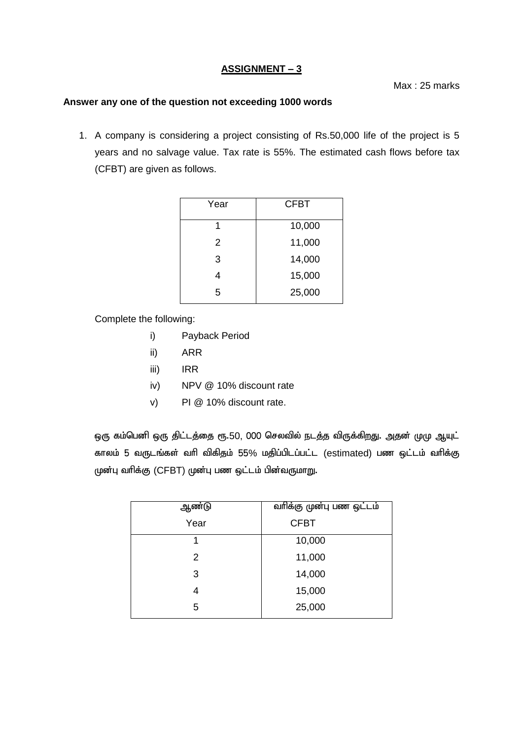## ASSIGNMENT – 3

Max : 25 marks

**Answer any one of the question not exceeding 1000 words**

1. A company is considering a project consisting of Rs.50,000 life of the project is 5 years and no salvage value. Tax rate is 55%. The estimated cash flows before tax (CFBT) are given as follows.

| Year | CFBT |
|---|---|
| 1 | 10,000 |
| 2 | 11,000 |
| 3 | 14,000 |
| 4 | 15,000 |
| 5 | 25,000 |

Complete the following:

i) Payback Period

ii) ARR

iii) IRR

iv) NPV @ 10% discount rate

v) PI @ 10% discount rate.

ஒரு கம்பெனி ஒரு திட்டத்தை ரூ.50, 000 செலவில் நடத்த விருக்கிறது. அதன் முழு ஆயுட் காலம் 5 வருடங்கள் வரி விகிதம் 55% மதிப்பிடப்பட்ட (estimated) பண ஓட்டம் வரிக்கு முன்பு வரிக்கு (CFBT) முன்பு பண ஓட்டம் பின்வருமாறு.

| ஆண்டு Year | வரிக்கு முன்பு பண ஓட்டம் CFBT |
|---|---|
| 1 | 10,000 |
| 2 | 11,000 |
| 3 | 14,000 |
| 4 | 15,000 |
| 5 | 25,000 |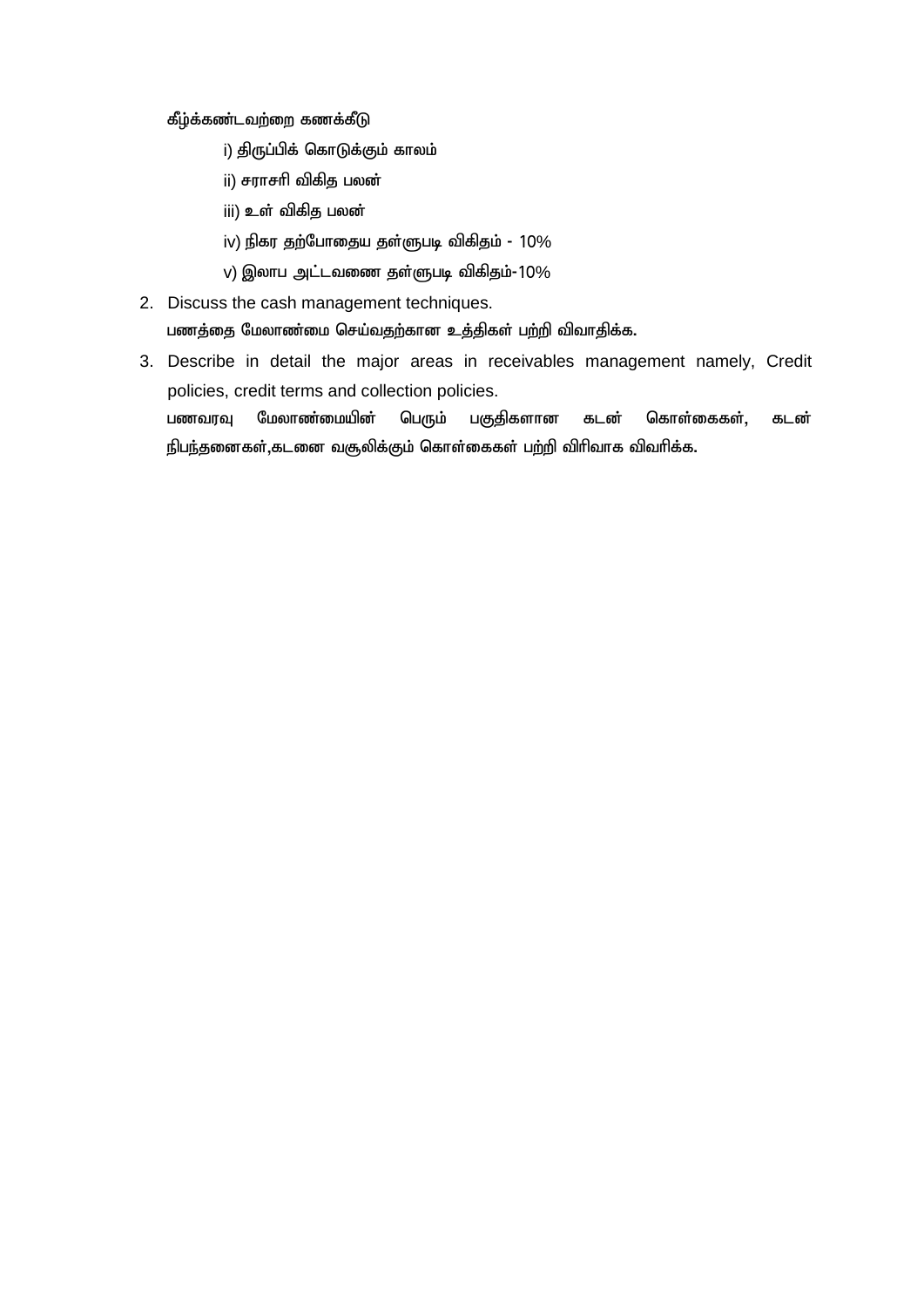கீழ்க்கண்டவற்றை கணக்கீடு

i) திருப்பிக் கொடுக்கும் காலம்

ii) சராசரி விகித பலன்

iii) உள் விகித பலன்

iv) நிகர தற்போதைய தள்ளுபடி விகிதம் - 10%

v) இலாப அட்டவணை தள்ளுபடி விகிதம்-10%

2. Discuss the cash management techniques.

   **பணத்தை மேலாண்மை செய்வதற்கான உத்திகள் பற்றி விவாதிக்க.**

3. Describe in detail the major areas in receivables management namely, Credit policies, credit terms and collection policies.

   **பணவரவு மேலாண்மையின் பெரும் பகுதிகளான கடன் கொள்கைகள், கடன் நிபந்தனைகள்,கடனை வசூலிக்கும் கொள்கைகள் பற்றி விரிவாக விவரிக்க.**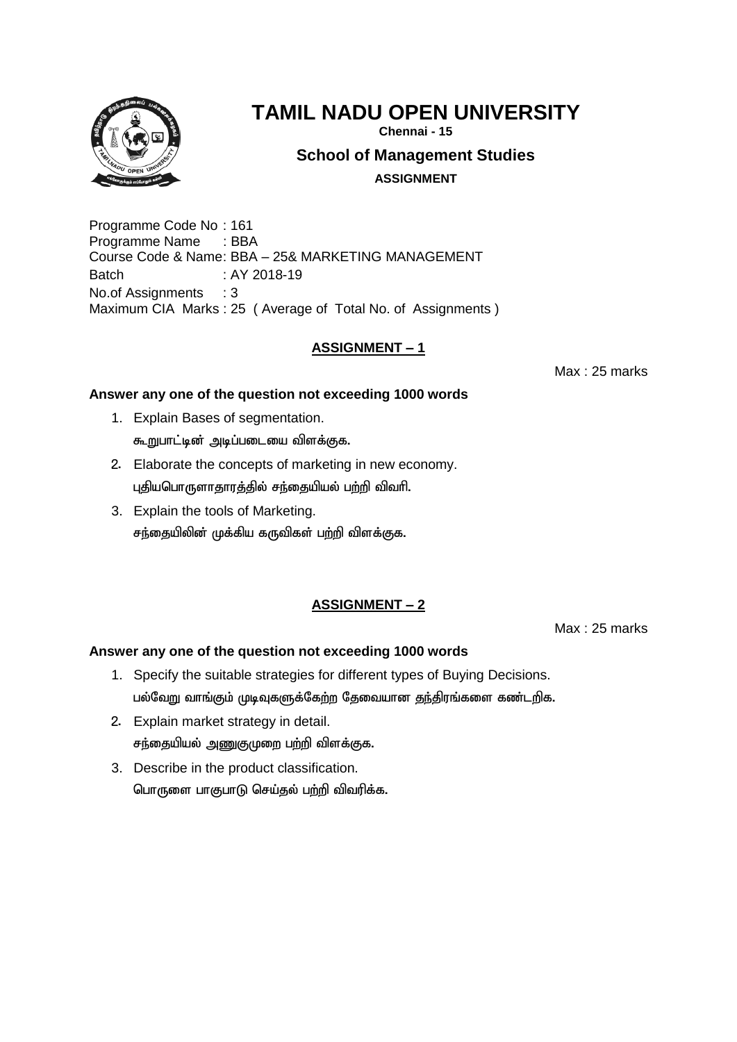# TAMIL NADU OPEN UNIVERSITY

**Chennai - 15**

## School of Management Studies

**ASSIGNMENT**

Programme Code No : 161
Programme Name : BBA
Course Code & Name: BBA – 25& MARKETING MANAGEMENT
Batch : AY 2018-19
No.of Assignments : 3
Maximum CIA Marks : 25 ( Average of Total No. of Assignments )

### ASSIGNMENT – 1

Max : 25 marks

**Answer any one of the question not exceeding 1000 words**

1. Explain Bases of segmentation.
   கூறுபாட்டின் அடிப்படையை விளக்குக.
2. Elaborate the concepts of marketing in new economy.
   புதியபொருளாதாரத்தில் சந்தையியல் பற்றி விவரி.
3. Explain the tools of Marketing.
   சந்தையிலின் முக்கிய கருவிகள் பற்றி விளக்குக.

### ASSIGNMENT – 2

Max : 25 marks

**Answer any one of the question not exceeding 1000 words**

1. Specify the suitable strategies for different types of Buying Decisions.
   பல்வேறு வாங்கும் முடிவுகளுக்கேற்ற தேவையான தந்திரங்களை கண்டறிக.
2. Explain market strategy in detail.
   சந்தையியல் அணுகுமுறை பற்றி விளக்குக.
3. Describe in the product classification.
   பொருளை பாகுபாடு செய்தல் பற்றி விவரிக்க.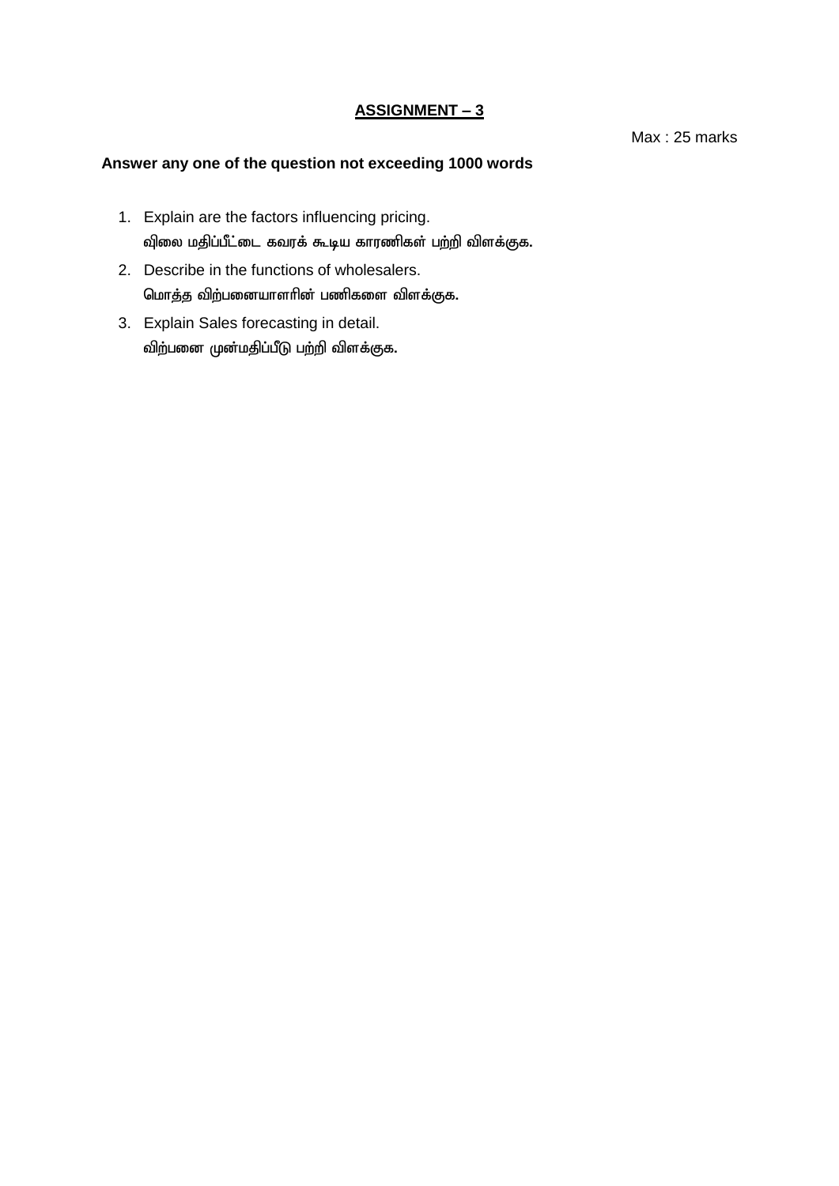## ASSIGNMENT – 3

Max : 25 marks

**Answer any one of the question not exceeding 1000 words**

1. Explain are the factors influencing pricing.
   விலை மதிப்பீட்டை கவரக் கூடிய காரணிகள் பற்றி விளக்குக.
2. Describe in the functions of wholesalers.
   மொத்த விற்பனையாளரின் பணிகளை விளக்குக.
3. Explain Sales forecasting in detail.
   விற்பனை முன்மதிப்பீடு பற்றி விளக்குக.